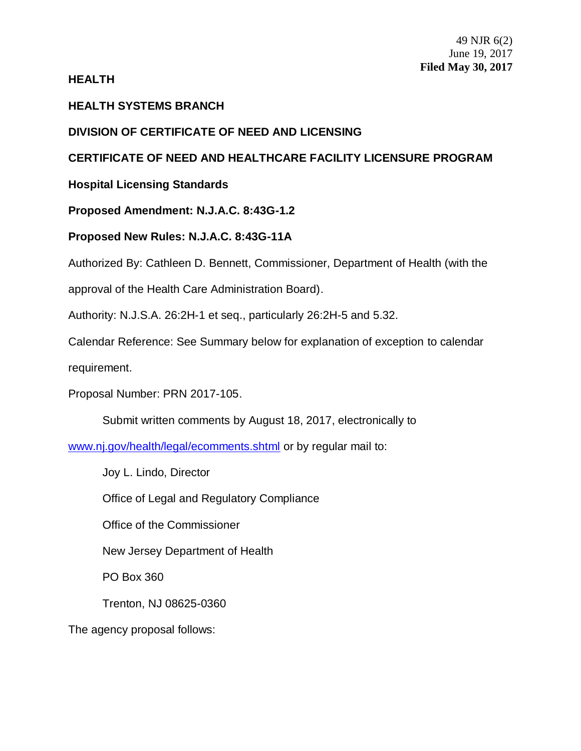49 NJR 6(2)
June 19, 2017
**Filed May 30, 2017**

**HEALTH**

**HEALTH SYSTEMS BRANCH**

**DIVISION OF CERTIFICATE OF NEED AND LICENSING**

**CERTIFICATE OF NEED AND HEALTHCARE FACILITY LICENSURE PROGRAM**

**Hospital Licensing Standards**

**Proposed Amendment: N.J.A.C. 8:43G-1.2**

**Proposed New Rules: N.J.A.C. 8:43G-11A**

Authorized By: Cathleen D. Bennett, Commissioner, Department of Health (with the approval of the Health Care Administration Board).

Authority: N.J.S.A. 26:2H-1 et seq., particularly 26:2H-5 and 5.32.

Calendar Reference: See Summary below for explanation of exception to calendar requirement.

Proposal Number: PRN 2017-105.

Submit written comments by August 18, 2017, electronically to [www.nj.gov/health/legal/ecomments.shtml](www.nj.gov/health/legal/ecomments.shtml) or by regular mail to:

Joy L. Lindo, Director

Office of Legal and Regulatory Compliance

Office of the Commissioner

New Jersey Department of Health

PO Box 360

Trenton, NJ 08625-0360

The agency proposal follows: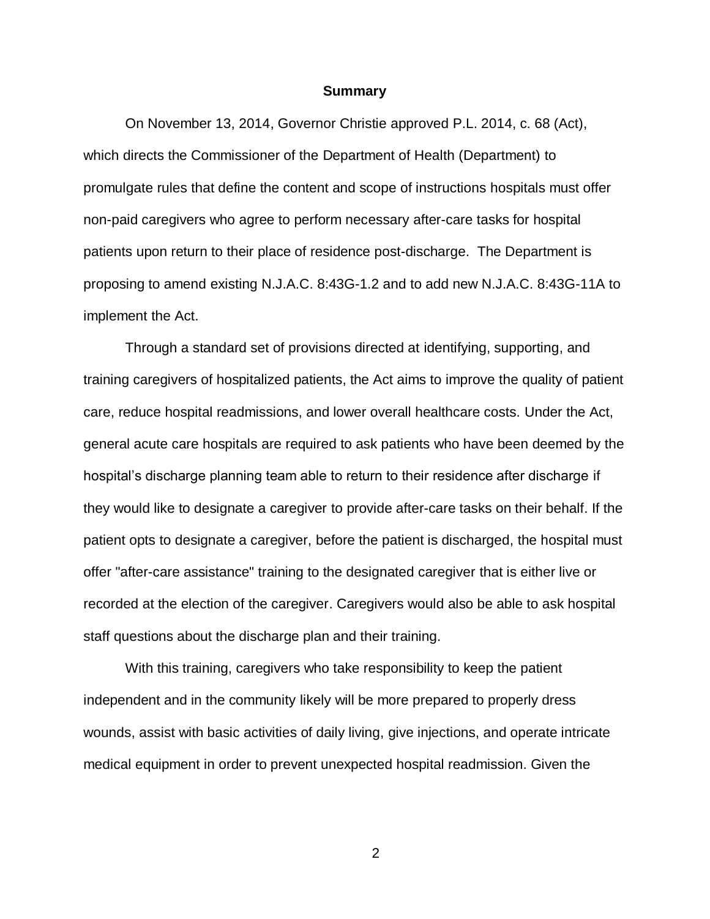**Summary**

On November 13, 2014, Governor Christie approved P.L. 2014, c. 68 (Act), which directs the Commissioner of the Department of Health (Department) to promulgate rules that define the content and scope of instructions hospitals must offer non-paid caregivers who agree to perform necessary after-care tasks for hospital patients upon return to their place of residence post-discharge. The Department is proposing to amend existing N.J.A.C. 8:43G-1.2 and to add new N.J.A.C. 8:43G-11A to implement the Act.

Through a standard set of provisions directed at identifying, supporting, and training caregivers of hospitalized patients, the Act aims to improve the quality of patient care, reduce hospital readmissions, and lower overall healthcare costs. Under the Act, general acute care hospitals are required to ask patients who have been deemed by the hospital's discharge planning team able to return to their residence after discharge if they would like to designate a caregiver to provide after-care tasks on their behalf. If the patient opts to designate a caregiver, before the patient is discharged, the hospital must offer "after-care assistance" training to the designated caregiver that is either live or recorded at the election of the caregiver. Caregivers would also be able to ask hospital staff questions about the discharge plan and their training.

With this training, caregivers who take responsibility to keep the patient independent and in the community likely will be more prepared to properly dress wounds, assist with basic activities of daily living, give injections, and operate intricate medical equipment in order to prevent unexpected hospital readmission. Given the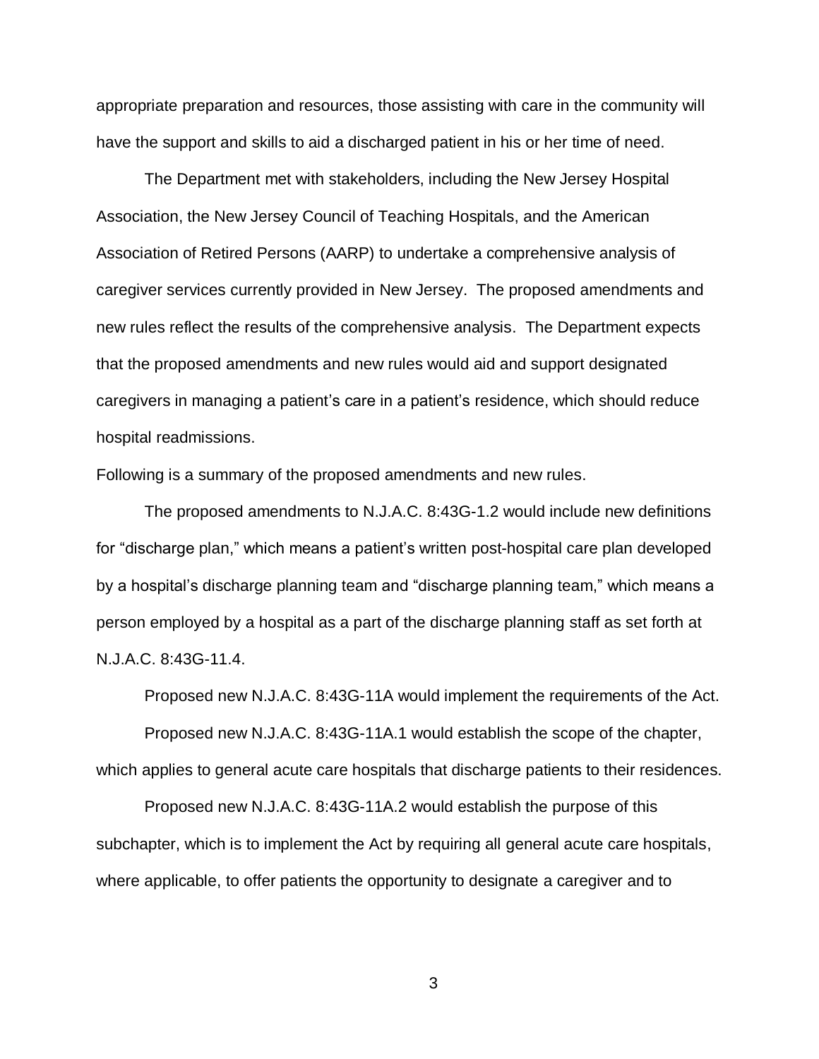appropriate preparation and resources, those assisting with care in the community will have the support and skills to aid a discharged patient in his or her time of need.

The Department met with stakeholders, including the New Jersey Hospital Association, the New Jersey Council of Teaching Hospitals, and the American Association of Retired Persons (AARP) to undertake a comprehensive analysis of caregiver services currently provided in New Jersey. The proposed amendments and new rules reflect the results of the comprehensive analysis. The Department expects that the proposed amendments and new rules would aid and support designated caregivers in managing a patient's care in a patient's residence, which should reduce hospital readmissions.

Following is a summary of the proposed amendments and new rules.

The proposed amendments to N.J.A.C. 8:43G-1.2 would include new definitions for "discharge plan," which means a patient's written post-hospital care plan developed by a hospital's discharge planning team and "discharge planning team," which means a person employed by a hospital as a part of the discharge planning staff as set forth at N.J.A.C. 8:43G-11.4.

Proposed new N.J.A.C. 8:43G-11A would implement the requirements of the Act.

Proposed new N.J.A.C. 8:43G-11A.1 would establish the scope of the chapter, which applies to general acute care hospitals that discharge patients to their residences.

Proposed new N.J.A.C. 8:43G-11A.2 would establish the purpose of this subchapter, which is to implement the Act by requiring all general acute care hospitals, where applicable, to offer patients the opportunity to designate a caregiver and to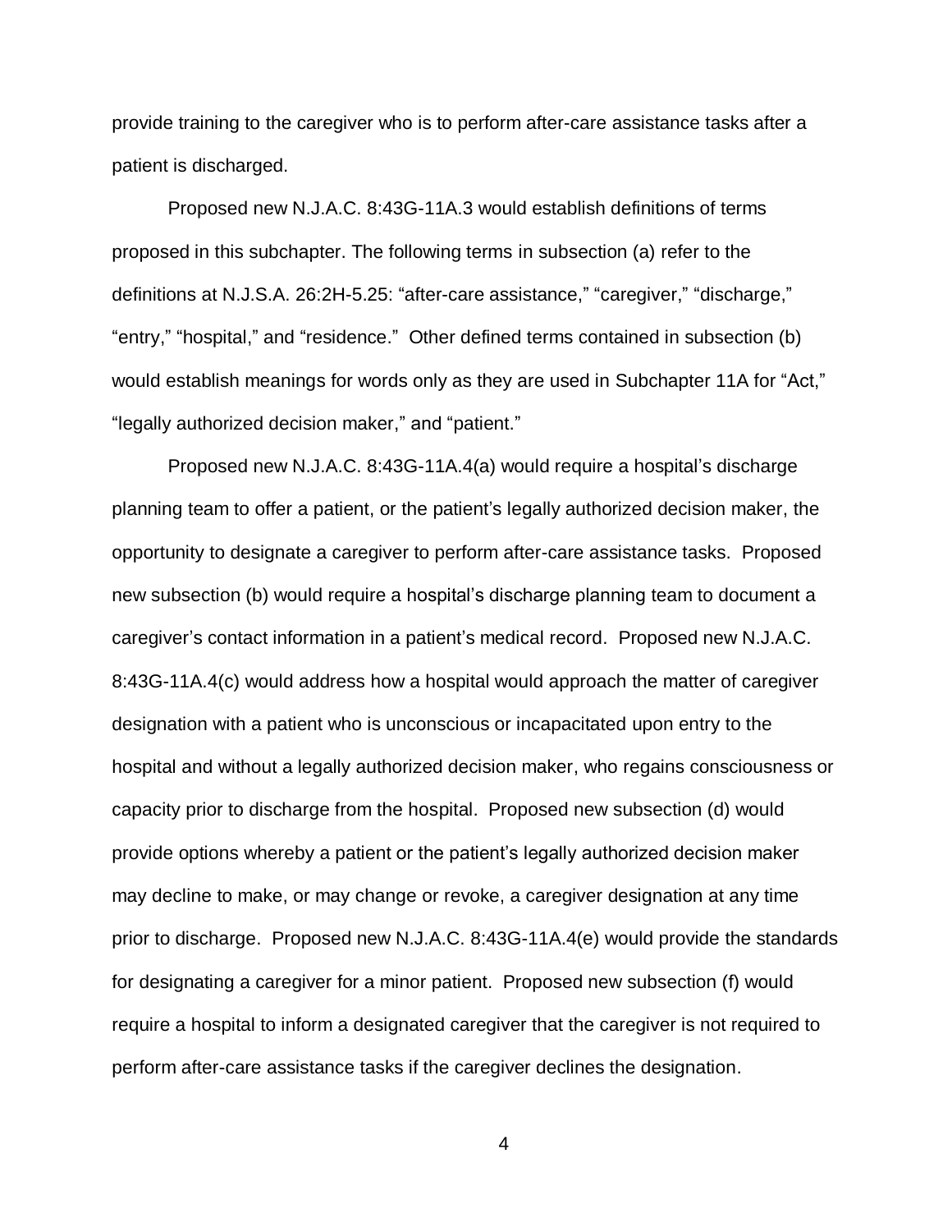provide training to the caregiver who is to perform after-care assistance tasks after a patient is discharged.

Proposed new N.J.A.C. 8:43G-11A.3 would establish definitions of terms proposed in this subchapter. The following terms in subsection (a) refer to the definitions at N.J.S.A. 26:2H-5.25: "after-care assistance," "caregiver," "discharge," "entry," "hospital," and "residence." Other defined terms contained in subsection (b) would establish meanings for words only as they are used in Subchapter 11A for "Act," "legally authorized decision maker," and "patient."

Proposed new N.J.A.C. 8:43G-11A.4(a) would require a hospital's discharge planning team to offer a patient, or the patient's legally authorized decision maker, the opportunity to designate a caregiver to perform after-care assistance tasks. Proposed new subsection (b) would require a hospital's discharge planning team to document a caregiver's contact information in a patient's medical record. Proposed new N.J.A.C. 8:43G-11A.4(c) would address how a hospital would approach the matter of caregiver designation with a patient who is unconscious or incapacitated upon entry to the hospital and without a legally authorized decision maker, who regains consciousness or capacity prior to discharge from the hospital. Proposed new subsection (d) would provide options whereby a patient or the patient's legally authorized decision maker may decline to make, or may change or revoke, a caregiver designation at any time prior to discharge. Proposed new N.J.A.C. 8:43G-11A.4(e) would provide the standards for designating a caregiver for a minor patient. Proposed new subsection (f) would require a hospital to inform a designated caregiver that the caregiver is not required to perform after-care assistance tasks if the caregiver declines the designation.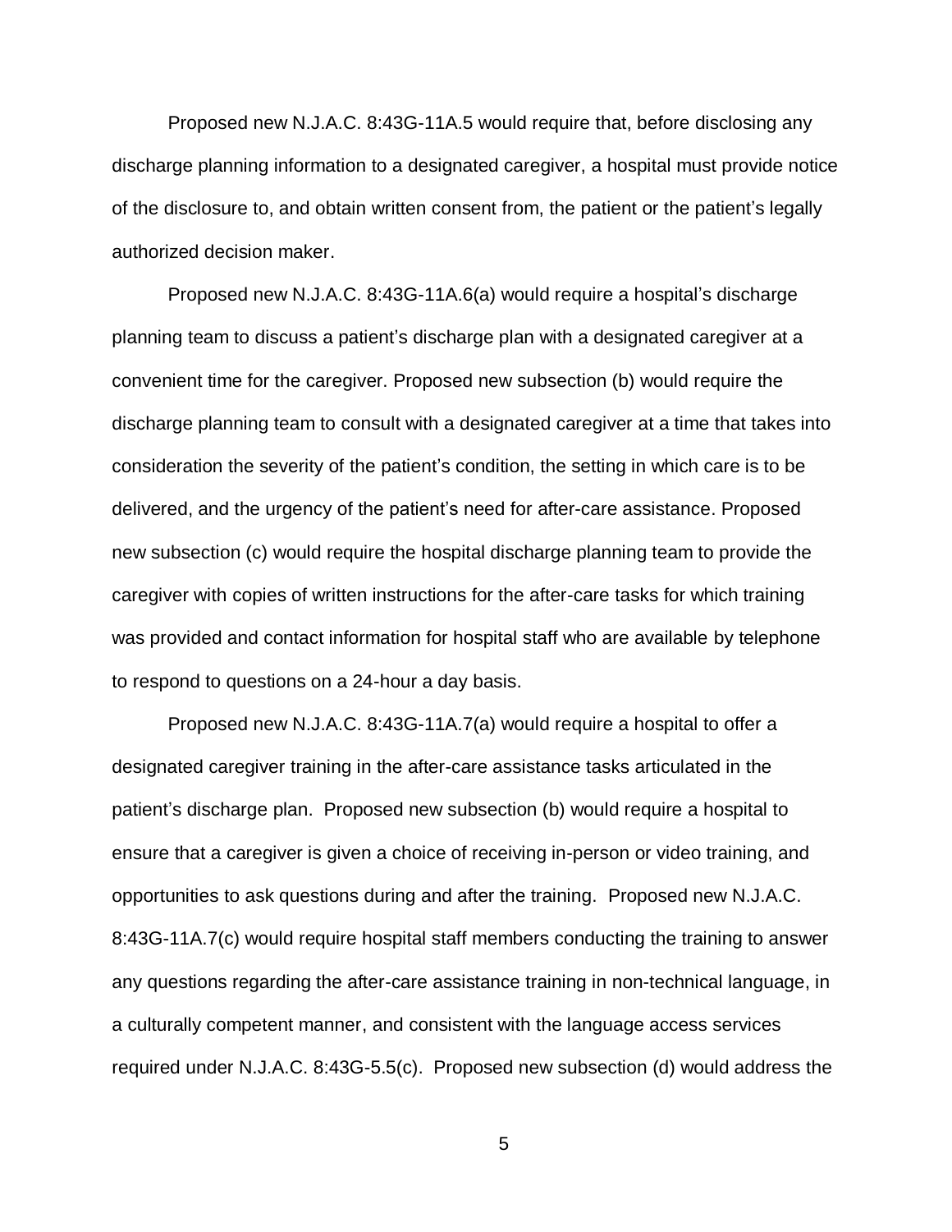Proposed new N.J.A.C. 8:43G-11A.5 would require that, before disclosing any discharge planning information to a designated caregiver, a hospital must provide notice of the disclosure to, and obtain written consent from, the patient or the patient's legally authorized decision maker.

Proposed new N.J.A.C. 8:43G-11A.6(a) would require a hospital's discharge planning team to discuss a patient's discharge plan with a designated caregiver at a convenient time for the caregiver. Proposed new subsection (b) would require the discharge planning team to consult with a designated caregiver at a time that takes into consideration the severity of the patient's condition, the setting in which care is to be delivered, and the urgency of the patient's need for after-care assistance. Proposed new subsection (c) would require the hospital discharge planning team to provide the caregiver with copies of written instructions for the after-care tasks for which training was provided and contact information for hospital staff who are available by telephone to respond to questions on a 24-hour a day basis.

Proposed new N.J.A.C. 8:43G-11A.7(a) would require a hospital to offer a designated caregiver training in the after-care assistance tasks articulated in the patient's discharge plan. Proposed new subsection (b) would require a hospital to ensure that a caregiver is given a choice of receiving in-person or video training, and opportunities to ask questions during and after the training. Proposed new N.J.A.C. 8:43G-11A.7(c) would require hospital staff members conducting the training to answer any questions regarding the after-care assistance training in non-technical language, in a culturally competent manner, and consistent with the language access services required under N.J.A.C. 8:43G-5.5(c). Proposed new subsection (d) would address the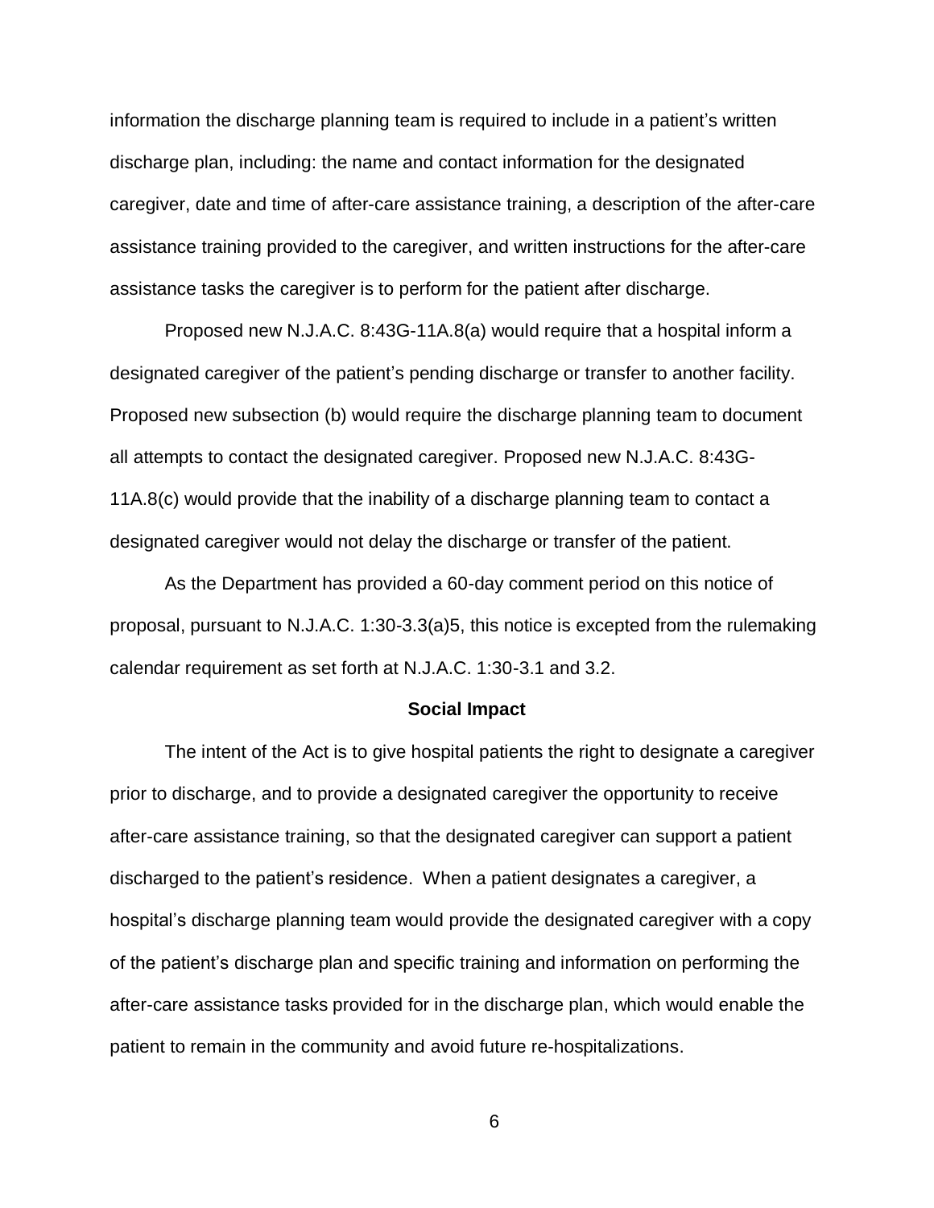information the discharge planning team is required to include in a patient's written discharge plan, including: the name and contact information for the designated caregiver, date and time of after-care assistance training, a description of the after-care assistance training provided to the caregiver, and written instructions for the after-care assistance tasks the caregiver is to perform for the patient after discharge.

Proposed new N.J.A.C. 8:43G-11A.8(a) would require that a hospital inform a designated caregiver of the patient's pending discharge or transfer to another facility. Proposed new subsection (b) would require the discharge planning team to document all attempts to contact the designated caregiver. Proposed new N.J.A.C. 8:43G-11A.8(c) would provide that the inability of a discharge planning team to contact a designated caregiver would not delay the discharge or transfer of the patient.

As the Department has provided a 60-day comment period on this notice of proposal, pursuant to N.J.A.C. 1:30-3.3(a)5, this notice is excepted from the rulemaking calendar requirement as set forth at N.J.A.C. 1:30-3.1 and 3.2.

**Social Impact**

The intent of the Act is to give hospital patients the right to designate a caregiver prior to discharge, and to provide a designated caregiver the opportunity to receive after-care assistance training, so that the designated caregiver can support a patient discharged to the patient's residence. When a patient designates a caregiver, a hospital's discharge planning team would provide the designated caregiver with a copy of the patient's discharge plan and specific training and information on performing the after-care assistance tasks provided for in the discharge plan, which would enable the patient to remain in the community and avoid future re-hospitalizations.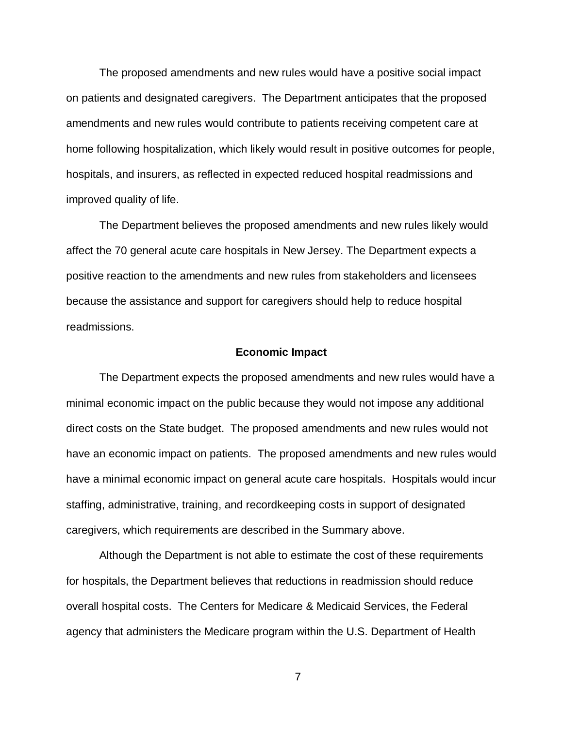The proposed amendments and new rules would have a positive social impact on patients and designated caregivers. The Department anticipates that the proposed amendments and new rules would contribute to patients receiving competent care at home following hospitalization, which likely would result in positive outcomes for people, hospitals, and insurers, as reflected in expected reduced hospital readmissions and improved quality of life.

The Department believes the proposed amendments and new rules likely would affect the 70 general acute care hospitals in New Jersey. The Department expects a positive reaction to the amendments and new rules from stakeholders and licensees because the assistance and support for caregivers should help to reduce hospital readmissions.

**Economic Impact**

The Department expects the proposed amendments and new rules would have a minimal economic impact on the public because they would not impose any additional direct costs on the State budget. The proposed amendments and new rules would not have an economic impact on patients. The proposed amendments and new rules would have a minimal economic impact on general acute care hospitals. Hospitals would incur staffing, administrative, training, and recordkeeping costs in support of designated caregivers, which requirements are described in the Summary above.

Although the Department is not able to estimate the cost of these requirements for hospitals, the Department believes that reductions in readmission should reduce overall hospital costs. The Centers for Medicare & Medicaid Services, the Federal agency that administers the Medicare program within the U.S. Department of Health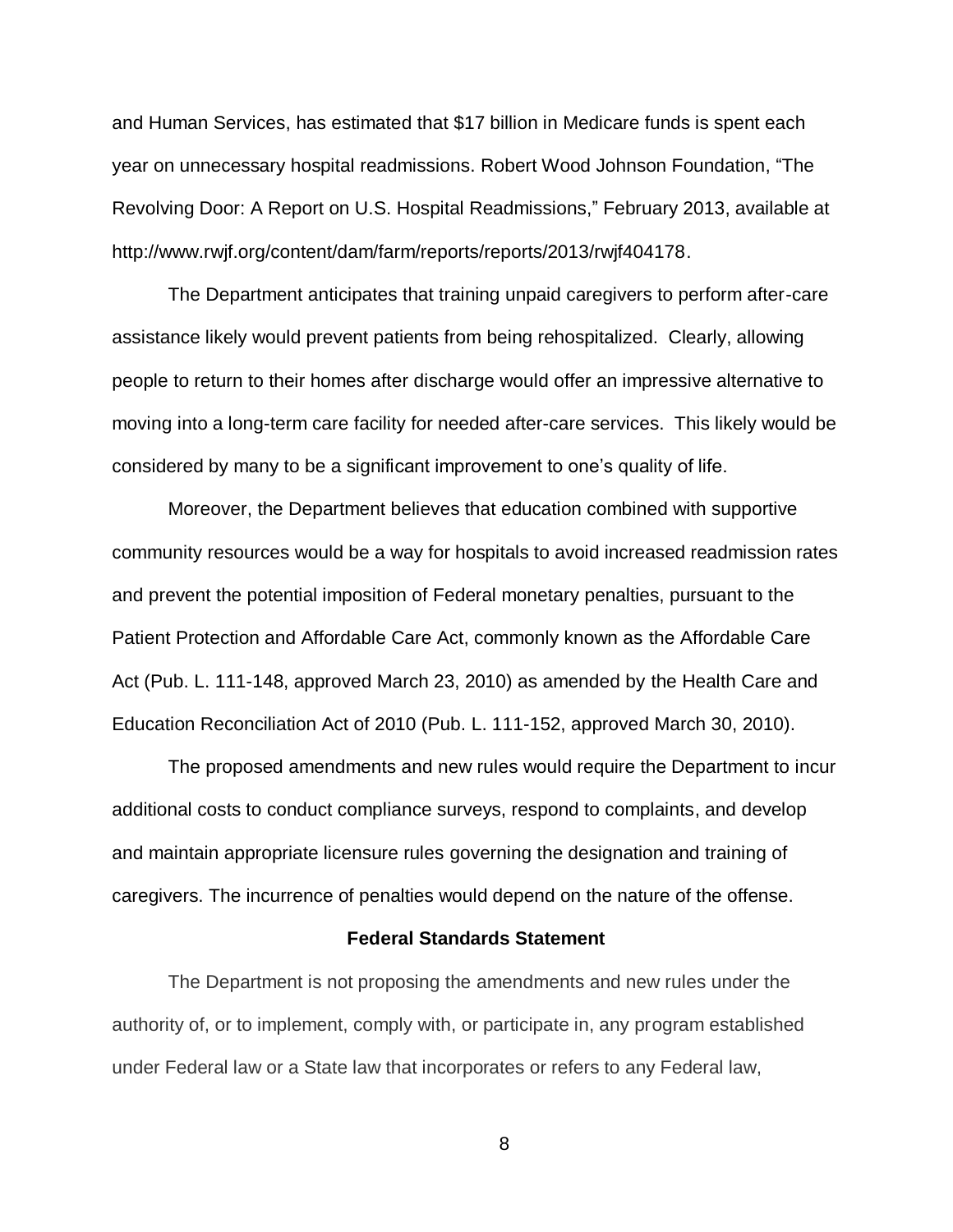and Human Services, has estimated that $17 billion in Medicare funds is spent each year on unnecessary hospital readmissions. Robert Wood Johnson Foundation, "The Revolving Door: A Report on U.S. Hospital Readmissions," February 2013, available at http://www.rwjf.org/content/dam/farm/reports/reports/2013/rwjf404178.

The Department anticipates that training unpaid caregivers to perform after-care assistance likely would prevent patients from being rehospitalized. Clearly, allowing people to return to their homes after discharge would offer an impressive alternative to moving into a long-term care facility for needed after-care services. This likely would be considered by many to be a significant improvement to one's quality of life.

Moreover, the Department believes that education combined with supportive community resources would be a way for hospitals to avoid increased readmission rates and prevent the potential imposition of Federal monetary penalties, pursuant to the Patient Protection and Affordable Care Act, commonly known as the Affordable Care Act (Pub. L. 111-148, approved March 23, 2010) as amended by the Health Care and Education Reconciliation Act of 2010 (Pub. L. 111-152, approved March 30, 2010).

The proposed amendments and new rules would require the Department to incur additional costs to conduct compliance surveys, respond to complaints, and develop and maintain appropriate licensure rules governing the designation and training of caregivers. The incurrence of penalties would depend on the nature of the offense.

**Federal Standards Statement**

The Department is not proposing the amendments and new rules under the authority of, or to implement, comply with, or participate in, any program established under Federal law or a State law that incorporates or refers to any Federal law,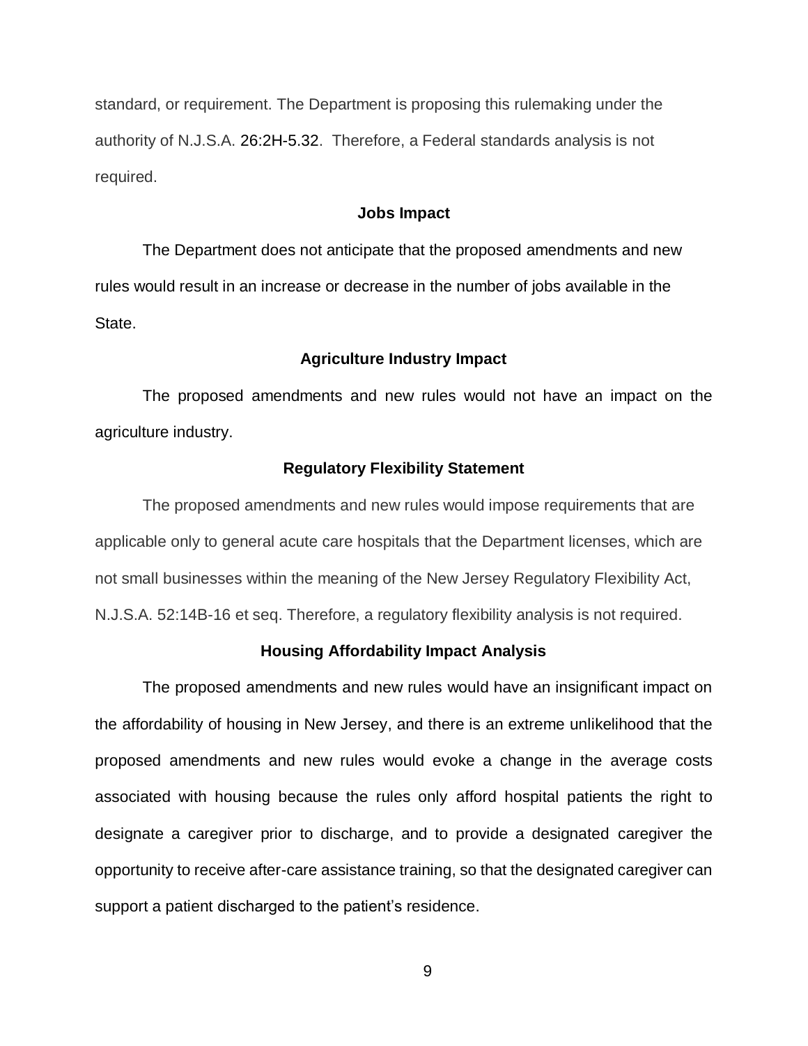standard, or requirement. The Department is proposing this rulemaking under the authority of N.J.S.A. 26:2H-5.32. Therefore, a Federal standards analysis is not required.

### Jobs Impact

The Department does not anticipate that the proposed amendments and new rules would result in an increase or decrease in the number of jobs available in the State.

### Agriculture Industry Impact

The proposed amendments and new rules would not have an impact on the agriculture industry.

### Regulatory Flexibility Statement

The proposed amendments and new rules would impose requirements that are applicable only to general acute care hospitals that the Department licenses, which are not small businesses within the meaning of the New Jersey Regulatory Flexibility Act, N.J.S.A. 52:14B-16 et seq. Therefore, a regulatory flexibility analysis is not required.

### Housing Affordability Impact Analysis

The proposed amendments and new rules would have an insignificant impact on the affordability of housing in New Jersey, and there is an extreme unlikelihood that the proposed amendments and new rules would evoke a change in the average costs associated with housing because the rules only afford hospital patients the right to designate a caregiver prior to discharge, and to provide a designated caregiver the opportunity to receive after-care assistance training, so that the designated caregiver can support a patient discharged to the patient's residence.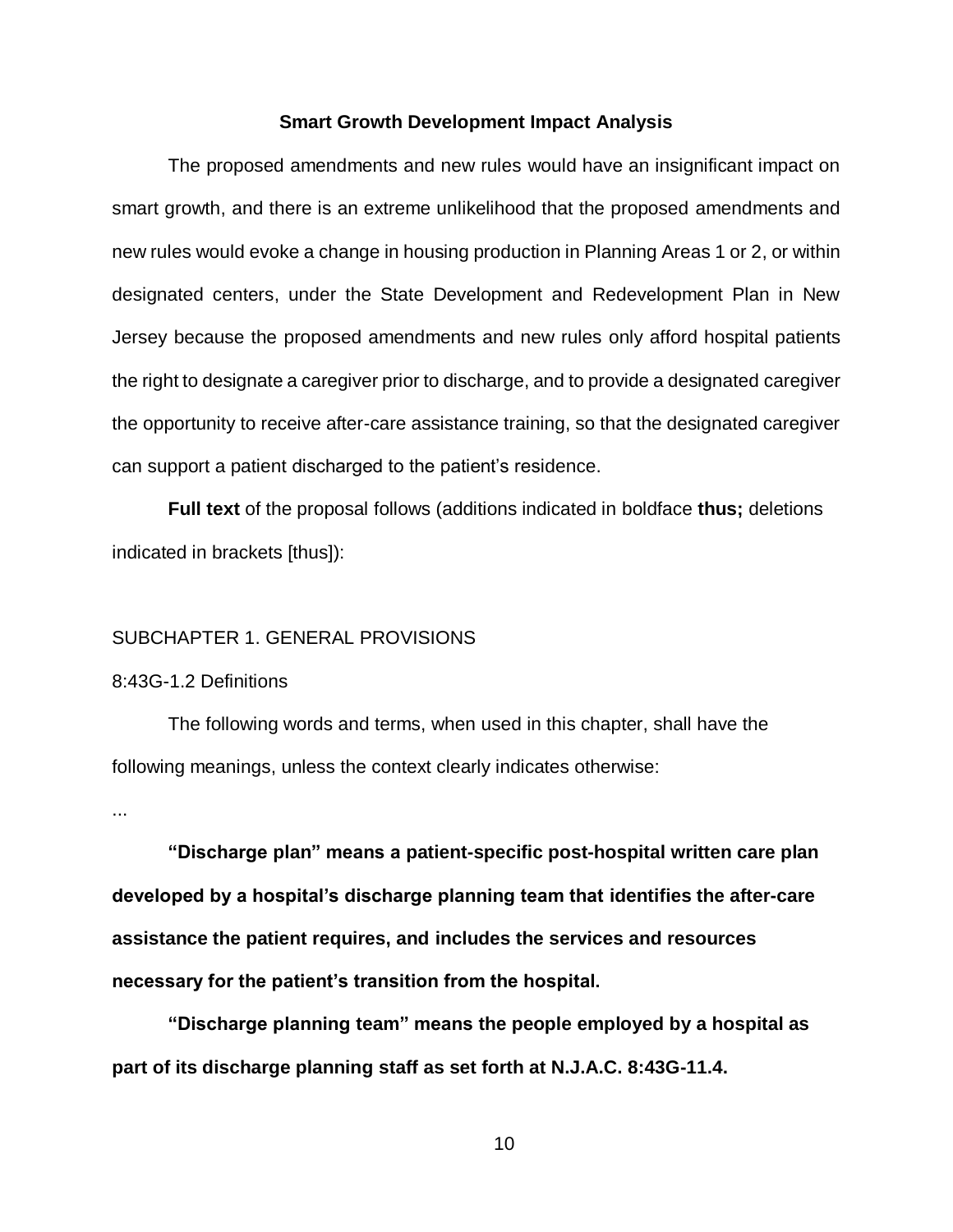## Smart Growth Development Impact Analysis

The proposed amendments and new rules would have an insignificant impact on smart growth, and there is an extreme unlikelihood that the proposed amendments and new rules would evoke a change in housing production in Planning Areas 1 or 2, or within designated centers, under the State Development and Redevelopment Plan in New Jersey because the proposed amendments and new rules only afford hospital patients the right to designate a caregiver prior to discharge, and to provide a designated caregiver the opportunity to receive after-care assistance training, so that the designated caregiver can support a patient discharged to the patient's residence.

**Full text** of the proposal follows (additions indicated in boldface **thus;** deletions indicated in brackets [thus]):

SUBCHAPTER 1. GENERAL PROVISIONS

8:43G-1.2 Definitions

The following words and terms, when used in this chapter, shall have the following meanings, unless the context clearly indicates otherwise:

...

**"Discharge plan" means a patient-specific post-hospital written care plan developed by a hospital's discharge planning team that identifies the after-care assistance the patient requires, and includes the services and resources necessary for the patient's transition from the hospital.**

**"Discharge planning team" means the people employed by a hospital as part of its discharge planning staff as set forth at N.J.A.C. 8:43G-11.4.**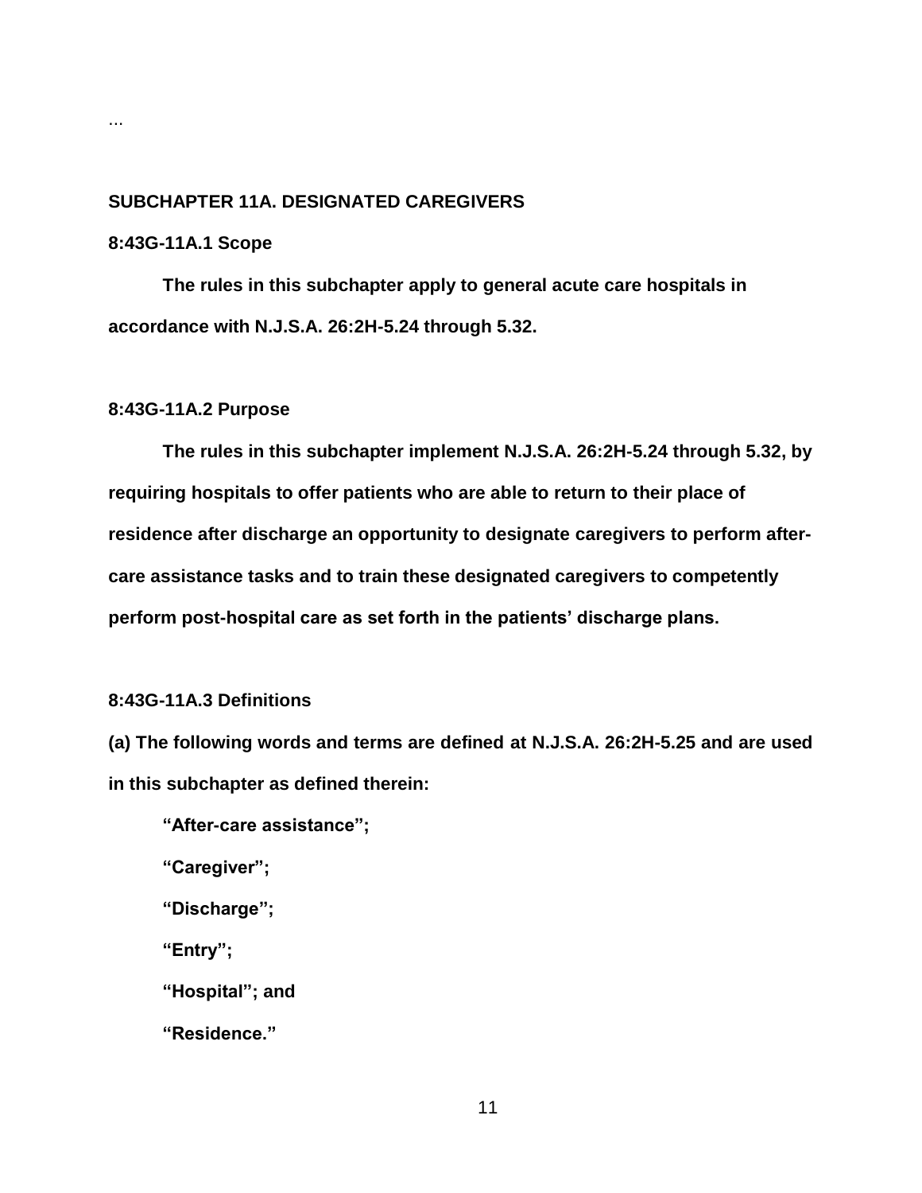...

**SUBCHAPTER 11A. DESIGNATED CAREGIVERS**

**8:43G-11A.1 Scope**

**The rules in this subchapter apply to general acute care hospitals in accordance with N.J.S.A. 26:2H-5.24 through 5.32.**

**8:43G-11A.2 Purpose**

**The rules in this subchapter implement N.J.S.A. 26:2H-5.24 through 5.32, by requiring hospitals to offer patients who are able to return to their place of residence after discharge an opportunity to designate caregivers to perform after-care assistance tasks and to train these designated caregivers to competently perform post-hospital care as set forth in the patients' discharge plans.**

**8:43G-11A.3 Definitions**

**(a) The following words and terms are defined at N.J.S.A. 26:2H-5.25 and are used in this subchapter as defined therein:**

**"After-care assistance";**

**"Caregiver";**

**"Discharge";**

**"Entry";**

**"Hospital"; and**

**"Residence."**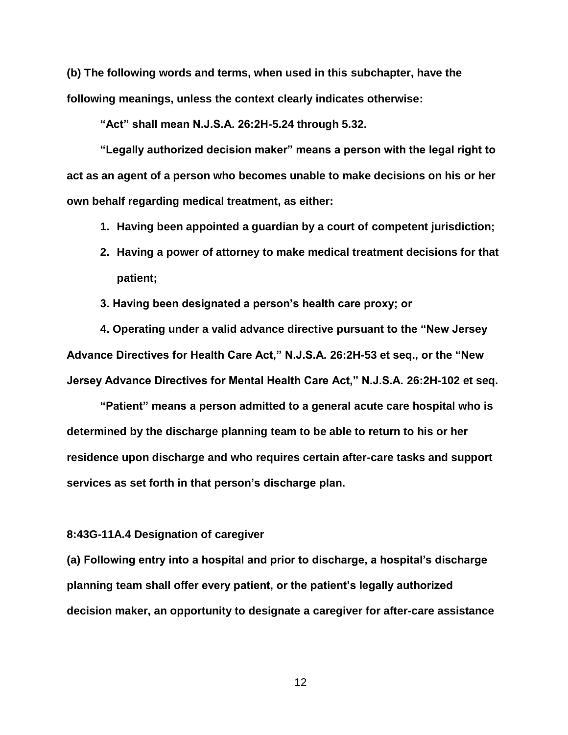**(b) The following words and terms, when used in this subchapter, have the following meanings, unless the context clearly indicates otherwise:**

**"Act" shall mean N.J.S.A. 26:2H-5.24 through 5.32.**

**"Legally authorized decision maker" means a person with the legal right to act as an agent of a person who becomes unable to make decisions on his or her own behalf regarding medical treatment, as either:**

1. **Having been appointed a guardian by a court of competent jurisdiction;**
2. **Having a power of attorney to make medical treatment decisions for that patient;**
3. **Having been designated a person's health care proxy; or**
4. **Operating under a valid advance directive pursuant to the "New Jersey Advance Directives for Health Care Act," N.J.S.A. 26:2H-53 et seq., or the "New Jersey Advance Directives for Mental Health Care Act," N.J.S.A. 26:2H-102 et seq.**

**"Patient" means a person admitted to a general acute care hospital who is determined by the discharge planning team to be able to return to his or her residence upon discharge and who requires certain after-care tasks and support services as set forth in that person's discharge plan.**

**8:43G-11A.4 Designation of caregiver**

**(a) Following entry into a hospital and prior to discharge, a hospital's discharge planning team shall offer every patient, or the patient's legally authorized decision maker, an opportunity to designate a caregiver for after-care assistance**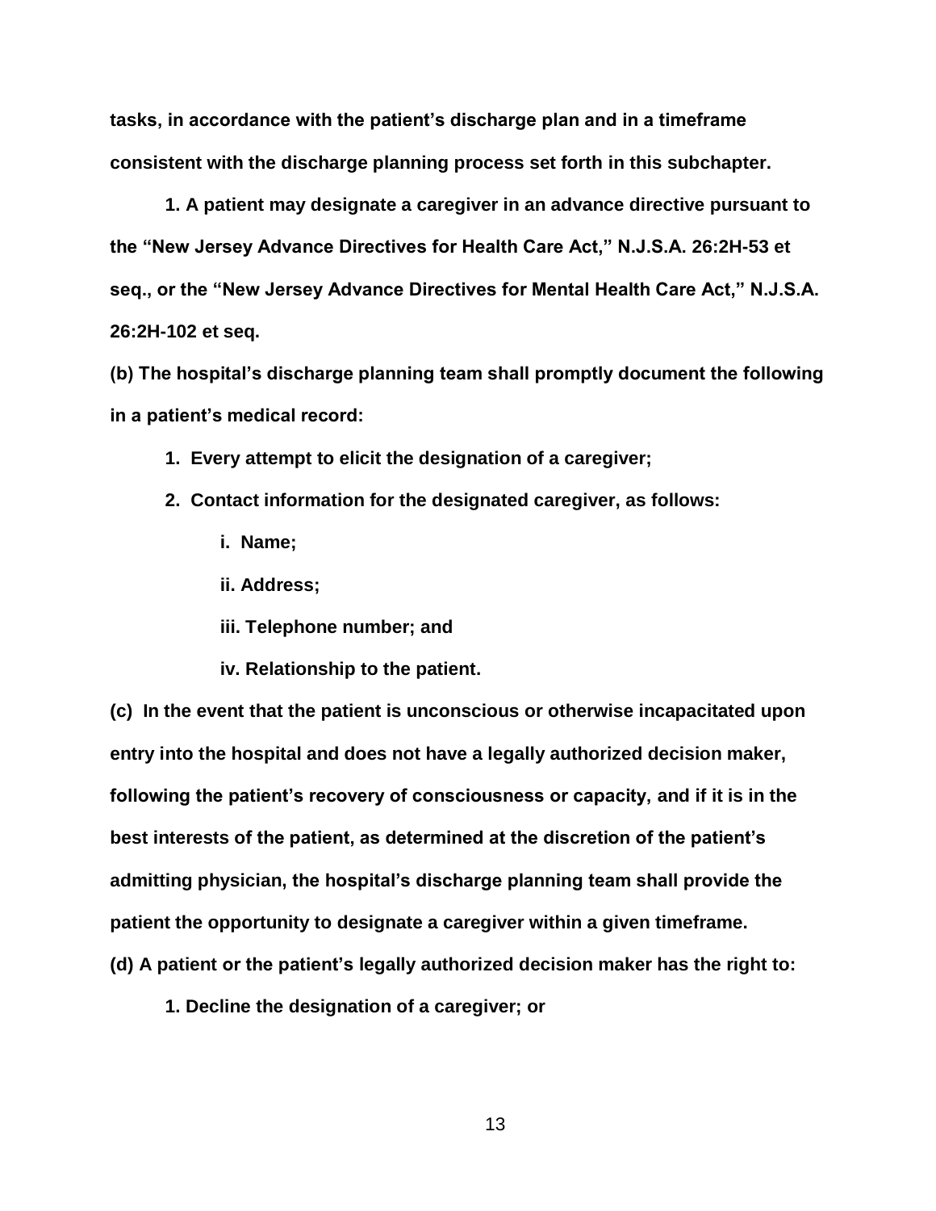**tasks, in accordance with the patient's discharge plan and in a timeframe consistent with the discharge planning process set forth in this subchapter.**

**1. A patient may designate a caregiver in an advance directive pursuant to the "New Jersey Advance Directives for Health Care Act," N.J.S.A. 26:2H-53 et seq., or the "New Jersey Advance Directives for Mental Health Care Act," N.J.S.A. 26:2H-102 et seq.**

**(b) The hospital's discharge planning team shall promptly document the following in a patient's medical record:**

**1. Every attempt to elicit the designation of a caregiver;**

**2. Contact information for the designated caregiver, as follows:**

**i. Name;**

**ii. Address;**

**iii. Telephone number; and**

**iv. Relationship to the patient.**

**(c) In the event that the patient is unconscious or otherwise incapacitated upon entry into the hospital and does not have a legally authorized decision maker, following the patient's recovery of consciousness or capacity, and if it is in the best interests of the patient, as determined at the discretion of the patient's admitting physician, the hospital's discharge planning team shall provide the patient the opportunity to designate a caregiver within a given timeframe.**

**(d) A patient or the patient's legally authorized decision maker has the right to:**

**1. Decline the designation of a caregiver; or**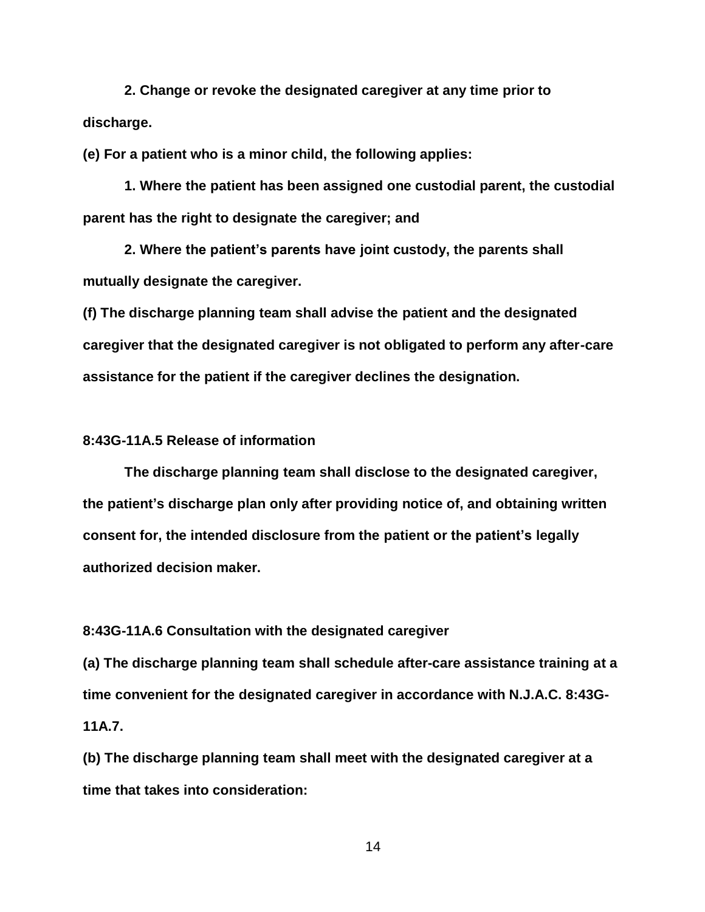2. Change or revoke the designated caregiver at any time prior to discharge.

(e) For a patient who is a minor child, the following applies:

1. Where the patient has been assigned one custodial parent, the custodial parent has the right to designate the caregiver; and

2. Where the patient's parents have joint custody, the parents shall mutually designate the caregiver.

(f) The discharge planning team shall advise the patient and the designated caregiver that the designated caregiver is not obligated to perform any after-care assistance for the patient if the caregiver declines the designation.

**8:43G-11A.5 Release of information**

The discharge planning team shall disclose to the designated caregiver, the patient's discharge plan only after providing notice of, and obtaining written consent for, the intended disclosure from the patient or the patient's legally authorized decision maker.

**8:43G-11A.6 Consultation with the designated caregiver**

(a) The discharge planning team shall schedule after-care assistance training at a time convenient for the designated caregiver in accordance with N.J.A.C. 8:43G-11A.7.

(b) The discharge planning team shall meet with the designated caregiver at a time that takes into consideration: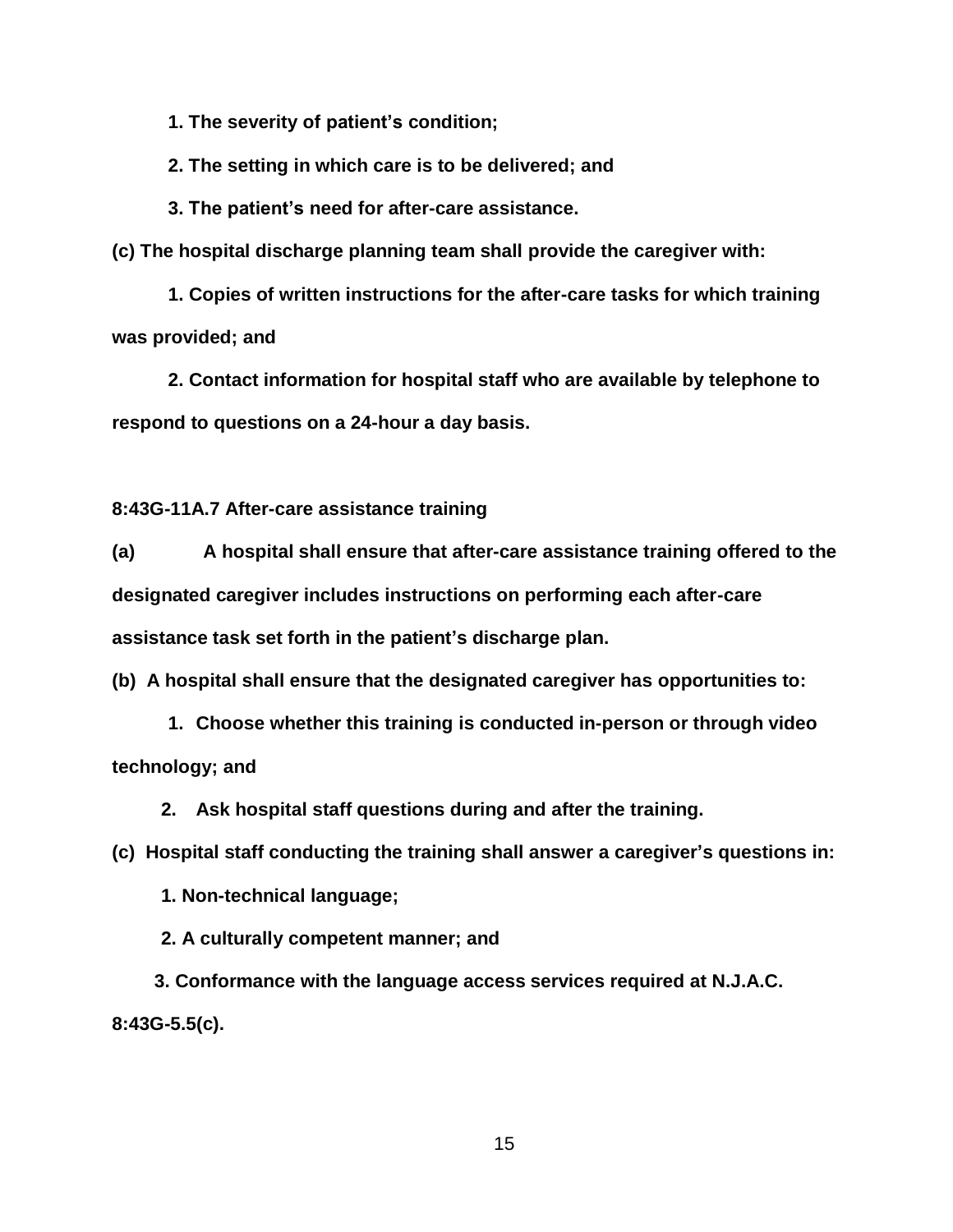**1. The severity of patient's condition;**

**2. The setting in which care is to be delivered; and**

**3. The patient's need for after-care assistance.**

**(c) The hospital discharge planning team shall provide the caregiver with:**

**1. Copies of written instructions for the after-care tasks for which training was provided; and**

**2. Contact information for hospital staff who are available by telephone to respond to questions on a 24-hour a day basis.**

**8:43G-11A.7 After-care assistance training**

**(a) A hospital shall ensure that after-care assistance training offered to the designated caregiver includes instructions on performing each after-care assistance task set forth in the patient's discharge plan.**

**(b) A hospital shall ensure that the designated caregiver has opportunities to:**

**1. Choose whether this training is conducted in-person or through video technology; and**

**2. Ask hospital staff questions during and after the training.**

**(c) Hospital staff conducting the training shall answer a caregiver's questions in:**

**1. Non-technical language;**

**2. A culturally competent manner; and**

**3. Conformance with the language access services required at N.J.A.C. 8:43G-5.5(c).**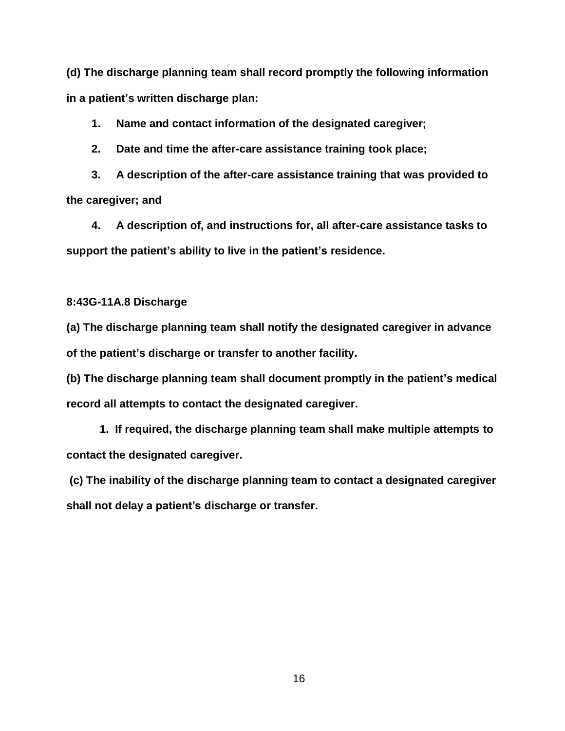**(d) The discharge planning team shall record promptly the following information in a patient's written discharge plan:**

**1. Name and contact information of the designated caregiver;**

**2. Date and time the after-care assistance training took place;**

**3. A description of the after-care assistance training that was provided to the caregiver; and**

**4. A description of, and instructions for, all after-care assistance tasks to support the patient's ability to live in the patient's residence.**

**8:43G-11A.8 Discharge**

**(a) The discharge planning team shall notify the designated caregiver in advance of the patient's discharge or transfer to another facility.**

**(b) The discharge planning team shall document promptly in the patient's medical record all attempts to contact the designated caregiver.**

**1. If required, the discharge planning team shall make multiple attempts to contact the designated caregiver.**

**(c) The inability of the discharge planning team to contact a designated caregiver shall not delay a patient's discharge or transfer.**